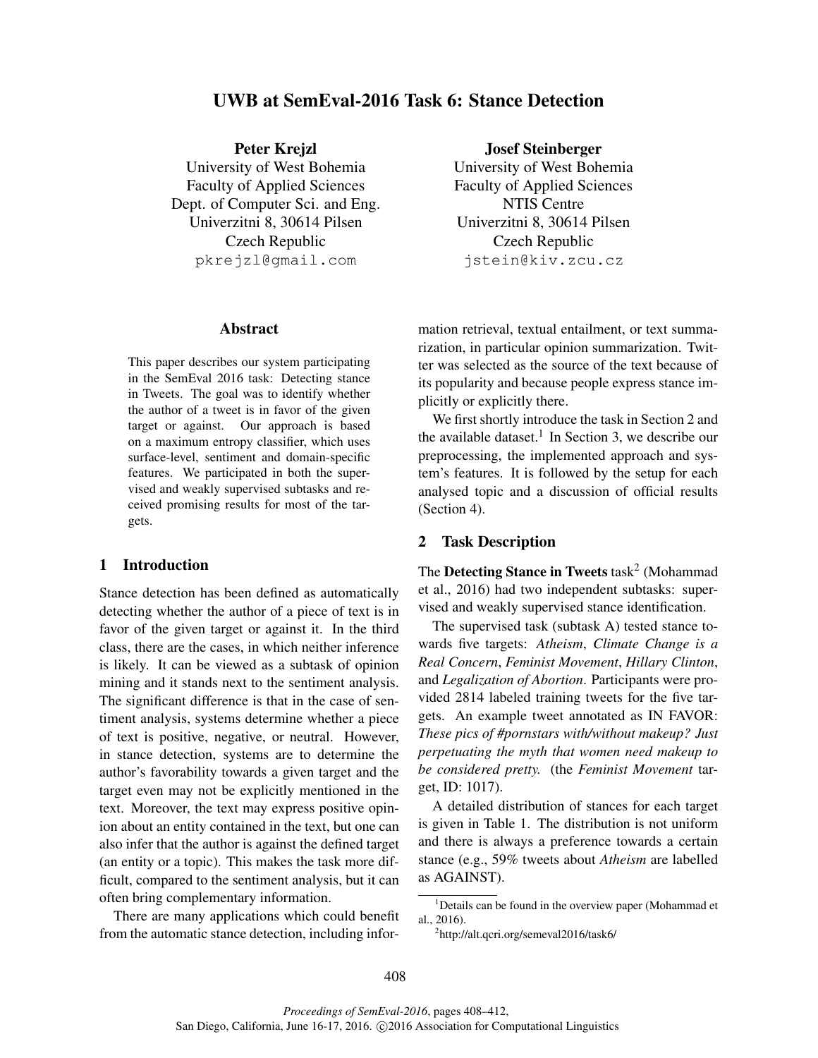# UWB at SemEval-2016 Task 6: Stance Detection

**Peter Krejzl**
University of West Bohemia
Faculty of Applied Sciences
Dept. of Computer Sci. and Eng.
Univerzitni 8, 30614 Pilsen
Czech Republic
pkrejzl@gmail.com

**Josef Steinberger**
University of West Bohemia
Faculty of Applied Sciences
NTIS Centre
Univerzitni 8, 30614 Pilsen
Czech Republic
jstein@kiv.zcu.cz

## Abstract

This paper describes our system participating in the SemEval 2016 task: Detecting stance in Tweets. The goal was to identify whether the author of a tweet is in favor of the given target or against. Our approach is based on a maximum entropy classifier, which uses surface-level, sentiment and domain-specific features. We participated in both the supervised and weakly supervised subtasks and received promising results for most of the targets.

## 1 Introduction

Stance detection has been defined as automatically detecting whether the author of a piece of text is in favor of the given target or against it. In the third class, there are the cases, in which neither inference is likely. It can be viewed as a subtask of opinion mining and it stands next to the sentiment analysis. The significant difference is that in the case of sentiment analysis, systems determine whether a piece of text is positive, negative, or neutral. However, in stance detection, systems are to determine the author's favorability towards a given target and the target even may not be explicitly mentioned in the text. Moreover, the text may express positive opinion about an entity contained in the text, but one can also infer that the author is against the defined target (an entity or a topic). This makes the task more difficult, compared to the sentiment analysis, but it can often bring complementary information.

There are many applications which could benefit from the automatic stance detection, including information retrieval, textual entailment, or text summarization, in particular opinion summarization. Twitter was selected as the source of the text because of its popularity and because people express stance implicitly or explicitly there.

We first shortly introduce the task in Section 2 and the available dataset.[1] In Section 3, we describe our preprocessing, the implemented approach and system's features. It is followed by the setup for each analysed topic and a discussion of official results (Section 4).

## 2 Task Description

The **Detecting Stance in Tweets** task[2] (Mohammad et al., 2016) had two independent subtasks: supervised and weakly supervised stance identification.

The supervised task (subtask A) tested stance towards five targets: *Atheism*, *Climate Change is a Real Concern*, *Feminist Movement*, *Hillary Clinton*, and *Legalization of Abortion*. Participants were provided 2814 labeled training tweets for the five targets. An example tweet annotated as IN FAVOR: *These pics of #pornstars with/without makeup? Just perpetuating the myth that women need makeup to be considered pretty.* (the *Feminist Movement* target, ID: 1017).

A detailed distribution of stances for each target is given in Table 1. The distribution is not uniform and there is always a preference towards a certain stance (e.g., 59% tweets about *Atheism* are labelled as AGAINST).

[1] Details can be found in the overview paper (Mohammad et al., 2016).

[2] http://alt.qcri.org/semeval2016/task6/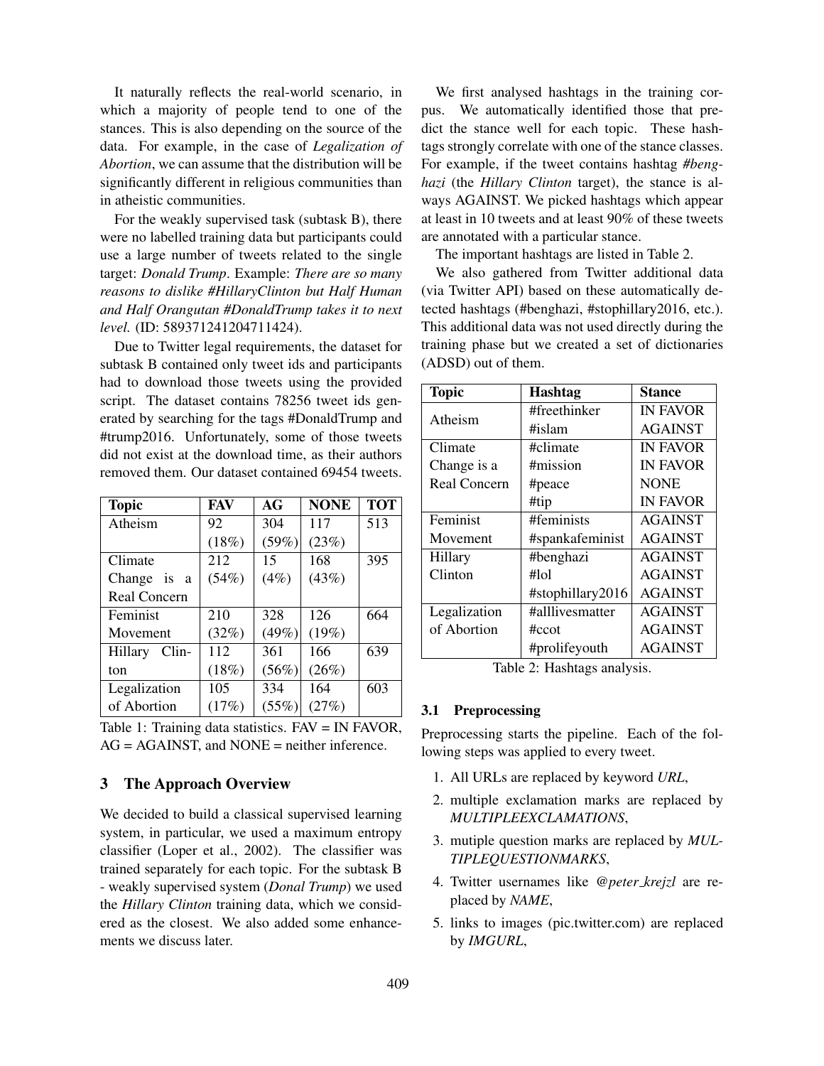It naturally reflects the real-world scenario, in which a majority of people tend to one of the stances. This is also depending on the source of the data. For example, in the case of *Legalization of Abortion*, we can assume that the distribution will be significantly different in religious communities than in atheistic communities.

For the weakly supervised task (subtask B), there were no labelled training data but participants could use a large number of tweets related to the single target: *Donald Trump*. Example: *There are so many reasons to dislike #HillaryClinton but Half Human and Half Orangutan #DonaldTrump takes it to next level.* (ID: 589371241204711424).

Due to Twitter legal requirements, the dataset for subtask B contained only tweet ids and participants had to download those tweets using the provided script. The dataset contains 78256 tweet ids generated by searching for the tags #DonaldTrump and #trump2016. Unfortunately, some of those tweets did not exist at the download time, as their authors removed them. Our dataset contained 69454 tweets.

| Topic | FAV | AG | NONE | TOT |
|---|---|---|---|---|
| Atheism | 92 (18%) | 304 (59%) | 117 (23%) | 513 |
| Climate Change is a Real Concern | 212 (54%) | 15 (4%) | 168 (43%) | 395 |
| Feminist Movement | 210 (32%) | 328 (49%) | 126 (19%) | 664 |
| Hillary Clinton | 112 (18%) | 361 (56%) | 166 (26%) | 639 |
| Legalization of Abortion | 105 (17%) | 334 (55%) | 164 (27%) | 603 |

Table 1: Training data statistics. FAV = IN FAVOR, AG = AGAINST, and NONE = neither inference.

## 3 The Approach Overview

We decided to build a classical supervised learning system, in particular, we used a maximum entropy classifier (Loper et al., 2002). The classifier was trained separately for each topic. For the subtask B - weakly supervised system (*Donal Trump*) we used the *Hillary Clinton* training data, which we considered as the closest. We also added some enhancements we discuss later.

We first analysed hashtags in the training corpus. We automatically identified those that predict the stance well for each topic. These hashtags strongly correlate with one of the stance classes. For example, if the tweet contains hashtag *#benghazi* (the *Hillary Clinton* target), the stance is always AGAINST. We picked hashtags which appear at least in 10 tweets and at least 90% of these tweets are annotated with a particular stance.

The important hashtags are listed in Table 2.

We also gathered from Twitter additional data (via Twitter API) based on these automatically detected hashtags (#benghazi, #stophillary2016, etc.). This additional data was not used directly during the training phase but we created a set of dictionaries (ADSD) out of them.

| Topic | Hashtag | Stance |
|---|---|---|
| Atheism | #freethinker | IN FAVOR |
| | #islam | AGAINST |
| Climate Change is a Real Concern | #climate | IN FAVOR |
| | #mission | IN FAVOR |
| | #peace | NONE |
| | #tip | IN FAVOR |
| Feminist Movement | #feminists | AGAINST |
| | #spankafeminist | AGAINST |
| Hillary Clinton | #benghazi | AGAINST |
| | #lol | AGAINST |
| | #stophillary2016 | AGAINST |
| Legalization of Abortion | #alllivesmatter | AGAINST |
| | #ccot | AGAINST |
| | #prolifeyouth | AGAINST |

Table 2: Hashtags analysis.

### 3.1 Preprocessing

Preprocessing starts the pipeline. Each of the following steps was applied to every tweet.

1. All URLs are replaced by keyword *URL*,
2. multiple exclamation marks are replaced by *MULTIPLEEXCLAMATIONS*,
3. mutiple question marks are replaced by *MULTIPLEQUESTIONMARKS*,
4. Twitter usernames like *@peter_krejzl* are replaced by *NAME*,
5. links to images (pic.twitter.com) are replaced by *IMGURL*,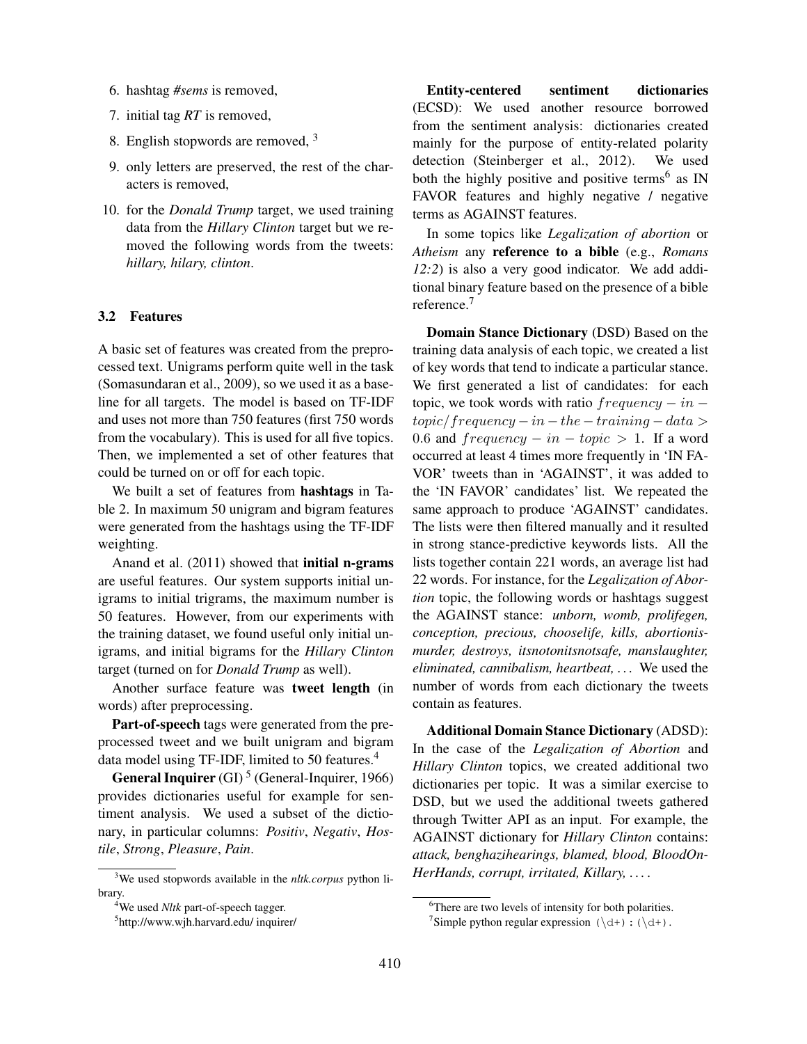6. hashtag *#sems* is removed,
7. initial tag *RT* is removed,
8. English stopwords are removed, [3]
9. only letters are preserved, the rest of the characters is removed,
10. for the *Donald Trump* target, we used training data from the *Hillary Clinton* target but we removed the following words from the tweets: *hillary, hilary, clinton*.

### 3.2 Features

A basic set of features was created from the preprocessed text. Unigrams perform quite well in the task (Somasundaran et al., 2009), so we used it as a baseline for all targets. The model is based on TF-IDF and uses not more than 750 features (first 750 words from the vocabulary). This is used for all five topics. Then, we implemented a set of other features that could be turned on or off for each topic.

We built a set of features from **hashtags** in Table 2. In maximum 50 unigram and bigram features were generated from the hashtags using the TF-IDF weighting.

Anand et al. (2011) showed that **initial n-grams** are useful features. Our system supports initial unigrams to initial trigrams, the maximum number is 50 features. However, from our experiments with the training dataset, we found useful only initial unigrams, and initial bigrams for the *Hillary Clinton* target (turned on for *Donald Trump* as well).

Another surface feature was **tweet length** (in words) after preprocessing.

**Part-of-speech** tags were generated from the preprocessed tweet and we built unigram and bigram data model using TF-IDF, limited to 50 features.[4]

**General Inquirer** (GI) [5] (General-Inquirer, 1966) provides dictionaries useful for example for sentiment analysis. We used a subset of the dictionary, in particular columns: *Positiv*, *Negativ*, *Hostile*, *Strong*, *Pleasure*, *Pain*.

**Entity-centered sentiment dictionaries** (ECSD): We used another resource borrowed from the sentiment analysis: dictionaries created mainly for the purpose of entity-related polarity detection (Steinberger et al., 2012). We used both the highly positive and positive terms[6] as IN FAVOR features and highly negative / negative terms as AGAINST features.

In some topics like *Legalization of abortion* or *Atheism* any **reference to a bible** (e.g., *Romans 12:2*) is also a very good indicator. We add additional binary feature based on the presence of a bible reference.[7]

**Domain Stance Dictionary** (DSD) Based on the training data analysis of each topic, we created a list of key words that tend to indicate a particular stance. We first generated a list of candidates: for each topic, we took words with ratio $frequency-in-topic/frequency-in-the-training-data > 0.6$ and $frequency-in-topic > 1$. If a word occurred at least 4 times more frequently in 'IN FAVOR' tweets than in 'AGAINST', it was added to the 'IN FAVOR' candidates' list. We repeated the same approach to produce 'AGAINST' candidates. The lists were then filtered manually and it resulted in strong stance-predictive keywords lists. All the lists together contain 221 words, an average list had 22 words. For instance, for the *Legalization of Abortion* topic, the following words or hashtags suggest the AGAINST stance: *unborn, womb, prolifegen, conception, precious, chooselife, kills, abortionismurder, destroys, itsnotonitsnotsafe, manslaughter, eliminated, cannibalism, heartbeat, ...* We used the number of words from each dictionary the tweets contain as features.

**Additional Domain Stance Dictionary** (ADSD): In the case of the *Legalization of Abortion* and *Hillary Clinton* topics, we created additional two dictionaries per topic. It was a similar exercise to DSD, but we used the additional tweets gathered through Twitter API as an input. For example, the AGAINST dictionary for *Hillary Clinton* contains: *attack, benghazihearings, blamed, blood, BloodOnHerHands, corrupt, irritated, Killary, ...* .

[3] We used stopwords available in the *nltk.corpus* python library.

[4] We used *Nltk* part-of-speech tagger.

[5] http://www.wjh.harvard.edu/ inquirer/

[6] There are two levels of intensity for both polarities.

[7] Simple python regular expression `(\d+):(\d+)`.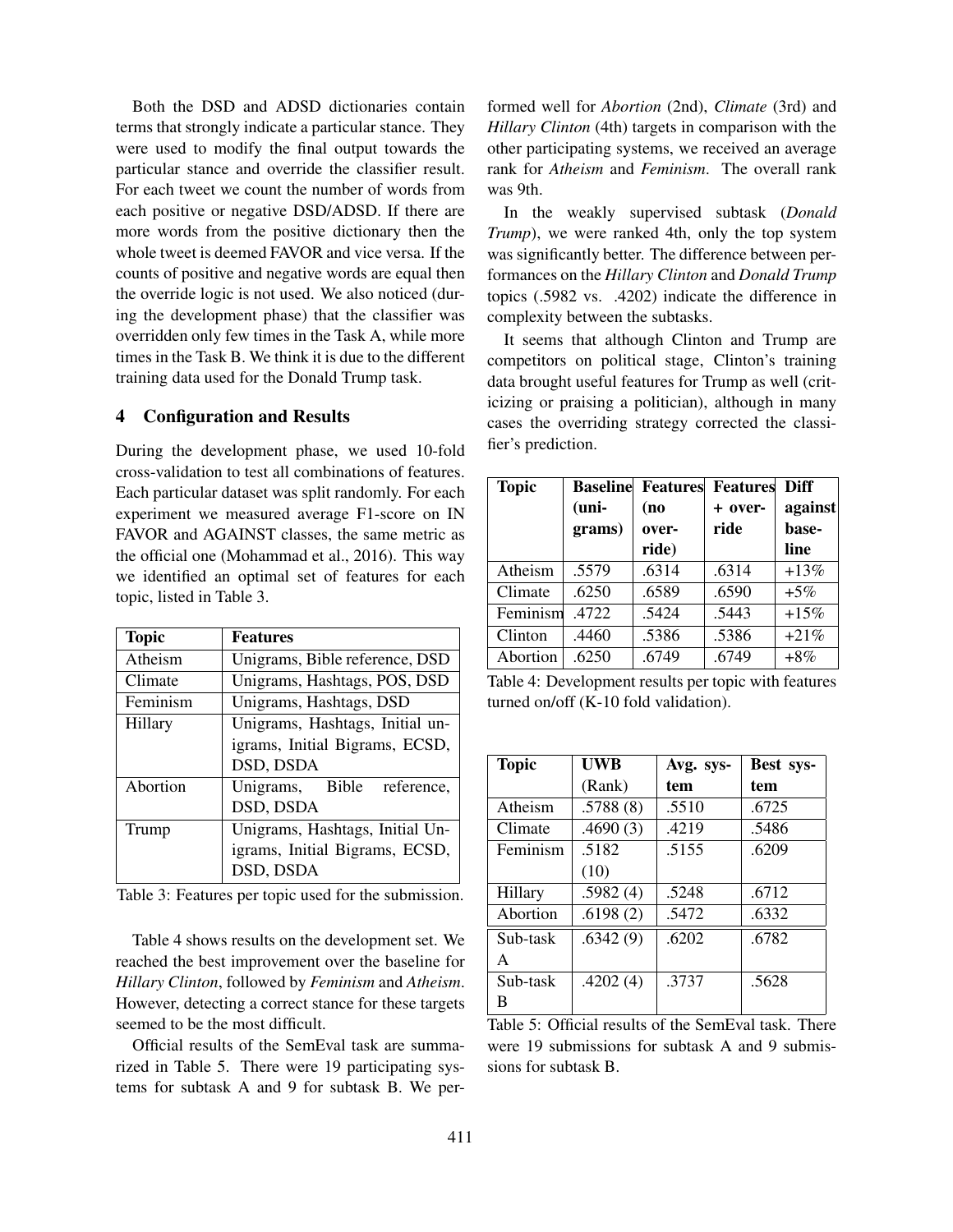Both the DSD and ADSD dictionaries contain terms that strongly indicate a particular stance. They were used to modify the final output towards the particular stance and override the classifier result. For each tweet we count the number of words from each positive or negative DSD/ADSD. If there are more words from the positive dictionary then the whole tweet is deemed FAVOR and vice versa. If the counts of positive and negative words are equal then the override logic is not used. We also noticed (during the development phase) that the classifier was overridden only few times in the Task A, while more times in the Task B. We think it is due to the different training data used for the Donald Trump task.

## 4 Configuration and Results

During the development phase, we used 10-fold cross-validation to test all combinations of features. Each particular dataset was split randomly. For each experiment we measured average F1-score on IN FAVOR and AGAINST classes, the same metric as the official one (Mohammad et al., 2016). This way we identified an optimal set of features for each topic, listed in Table 3.

| Topic | Features |
|---|---|
| Atheism | Unigrams, Bible reference, DSD |
| Climate | Unigrams, Hashtags, POS, DSD |
| Feminism | Unigrams, Hashtags, DSD |
| Hillary | Unigrams, Hashtags, Initial unigrams, Initial Bigrams, ECSD, DSD, DSDA |
| Abortion | Unigrams, Bible reference, DSD, DSDA |
| Trump | Unigrams, Hashtags, Initial Unigrams, Initial Bigrams, ECSD, DSD, DSDA |

Table 3: Features per topic used for the submission.

Table 4 shows results on the development set. We reached the best improvement over the baseline for *Hillary Clinton*, followed by *Feminism* and *Atheism*. However, detecting a correct stance for these targets seemed to be the most difficult.

Official results of the SemEval task are summarized in Table 5. There were 19 participating systems for subtask A and 9 for subtask B. We performed well for *Abortion* (2nd), *Climate* (3rd) and *Hillary Clinton* (4th) targets in comparison with the other participating systems, we received an average rank for *Atheism* and *Feminism*. The overall rank was 9th.

In the weakly supervised subtask (*Donald Trump*), we were ranked 4th, only the top system was significantly better. The difference between performances on the *Hillary Clinton* and *Donald Trump* topics (.5982 vs. .4202) indicate the difference in complexity between the subtasks.

It seems that although Clinton and Trump are competitors on political stage, Clinton's training data brought useful features for Trump as well (criticizing or praising a politician), although in many cases the overriding strategy corrected the classifier's prediction.

| Topic | Baseline (unigrams) | Features (no override) | Features + override | Diff against baseline |
|---|---|---|---|---|
| Atheism | .5579 | .6314 | .6314 | +13% |
| Climate | .6250 | .6589 | .6590 | +5% |
| Feminism | .4722 | .5424 | .5443 | +15% |
| Clinton | .4460 | .5386 | .5386 | +21% |
| Abortion | .6250 | .6749 | .6749 | +8% |

Table 4: Development results per topic with features turned on/off (K-10 fold validation).

| Topic | UWB (Rank) | Avg. system | Best system |
|---|---|---|---|
| Atheism | .5788 (8) | .5510 | .6725 |
| Climate | .4690 (3) | .4219 | .5486 |
| Feminism | .5182 (10) | .5155 | .6209 |
| Hillary | .5982 (4) | .5248 | .6712 |
| Abortion | .6198 (2) | .5472 | .6332 |
| Sub-task A | .6342 (9) | .6202 | .6782 |
| Sub-task B | .4202 (4) | .3737 | .5628 |

Table 5: Official results of the SemEval task. There were 19 submissions for subtask A and 9 submissions for subtask B.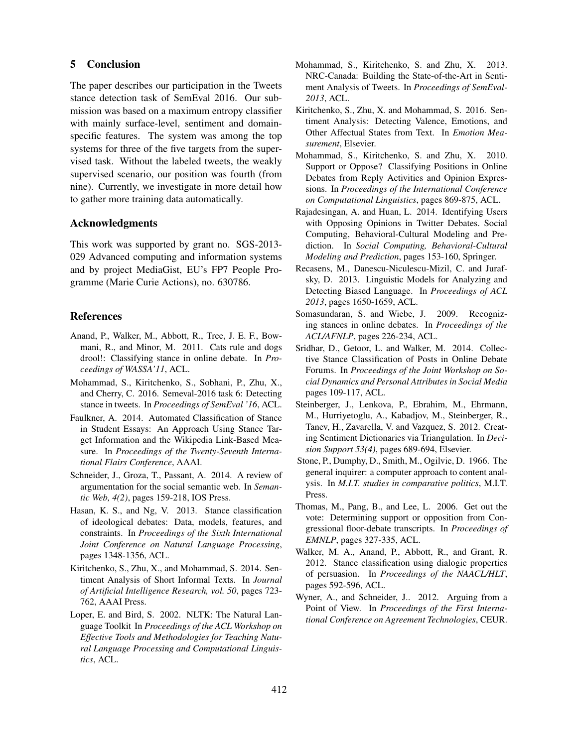## 5 Conclusion

The paper describes our participation in the Tweets stance detection task of SemEval 2016. Our submission was based on a maximum entropy classifier with mainly surface-level, sentiment and domain-specific features. The system was among the top systems for three of the five targets from the supervised task. Without the labeled tweets, the weakly supervised scenario, our position was fourth (from nine). Currently, we investigate in more detail how to gather more training data automatically.

## Acknowledgments

This work was supported by grant no. SGS-2013-029 Advanced computing and information systems and by project MediaGist, EU's FP7 People Programme (Marie Curie Actions), no. 630786.

## References

Anand, P., Walker, M., Abbott, R., Tree, J. E. F., Bowmani, R., and Minor, M. 2011. Cats rule and dogs drool!: Classifying stance in online debate. In *Proceedings of WASSA'11*, ACL.

Mohammad, S., Kiritchenko, S., Sobhani, P., Zhu, X., and Cherry, C. 2016. Semeval-2016 task 6: Detecting stance in tweets. In *Proceedings of SemEval '16*, ACL.

Faulkner, A. 2014. Automated Classification of Stance in Student Essays: An Approach Using Stance Target Information and the Wikipedia Link-Based Measure. In *Proceedings of the Twenty-Seventh International Flairs Conference*, AAAI.

Schneider, J., Groza, T., Passant, A. 2014. A review of argumentation for the social semantic web. In *Semantic Web, 4(2)*, pages 159-218, IOS Press.

Hasan, K. S., and Ng, V. 2013. Stance classification of ideological debates: Data, models, features, and constraints. In *Proceedings of the Sixth International Joint Conference on Natural Language Processing*, pages 1348-1356, ACL.

Kiritchenko, S., Zhu, X., and Mohammad, S. 2014. Sentiment Analysis of Short Informal Texts. In *Journal of Artificial Intelligence Research, vol. 50*, pages 723-762, AAAI Press.

Loper, E. and Bird, S. 2002. NLTK: The Natural Language Toolkit In *Proceedings of the ACL Workshop on Effective Tools and Methodologies for Teaching Natural Language Processing and Computational Linguistics*, ACL.

Mohammad, S., Kiritchenko, S. and Zhu, X. 2013. NRC-Canada: Building the State-of-the-Art in Sentiment Analysis of Tweets. In *Proceedings of SemEval-2013*, ACL.

Kiritchenko, S., Zhu, X. and Mohammad, S. 2016. Sentiment Analysis: Detecting Valence, Emotions, and Other Affectual States from Text. In *Emotion Measurement*, Elsevier.

Mohammad, S., Kiritchenko, S. and Zhu, X. 2010. Support or Oppose? Classifying Positions in Online Debates from Reply Activities and Opinion Expressions. In *Proceedings of the International Conference on Computational Linguistics*, pages 869-875, ACL.

Rajadesingan, A. and Huan, L. 2014. Identifying Users with Opposing Opinions in Twitter Debates. Social Computing, Behavioral-Cultural Modeling and Prediction. In *Social Computing, Behavioral-Cultural Modeling and Prediction*, pages 153-160, Springer.

Recasens, M., Danescu-Niculescu-Mizil, C. and Jurafsky, D. 2013. Linguistic Models for Analyzing and Detecting Biased Language. In *Proceedings of ACL 2013*, pages 1650-1659, ACL.

Somasundaran, S. and Wiebe, J. 2009. Recognizing stances in online debates. In *Proceedings of the ACL/AFNLP*, pages 226-234, ACL.

Sridhar, D., Getoor, L. and Walker, M. 2014. Collective Stance Classification of Posts in Online Debate Forums. In *Proceedings of the Joint Workshop on Social Dynamics and Personal Attributes in Social Media* pages 109-117, ACL.

Steinberger, J., Lenkova, P., Ebrahim, M., Ehrmann, M., Hurriyetoglu, A., Kabadjov, M., Steinberger, R., Tanev, H., Zavarella, V. and Vazquez, S. 2012. Creating Sentiment Dictionaries via Triangulation. In *Decision Support 53(4)*, pages 689-694, Elsevier.

Stone, P., Dumphy, D., Smith, M., Ogilvie, D. 1966. The general inquirer: a computer approach to content analysis. In *M.I.T. studies in comparative politics*, M.I.T. Press.

Thomas, M., Pang, B., and Lee, L. 2006. Get out the vote: Determining support or opposition from Congressional floor-debate transcripts. In *Proceedings of EMNLP*, pages 327-335, ACL.

Walker, M. A., Anand, P., Abbott, R., and Grant, R. 2012. Stance classification using dialogic properties of persuasion. In *Proceedings of the NAACL/HLT*, pages 592-596, ACL.

Wyner, A., and Schneider, J.. 2012. Arguing from a Point of View. In *Proceedings of the First International Conference on Agreement Technologies*, CEUR.